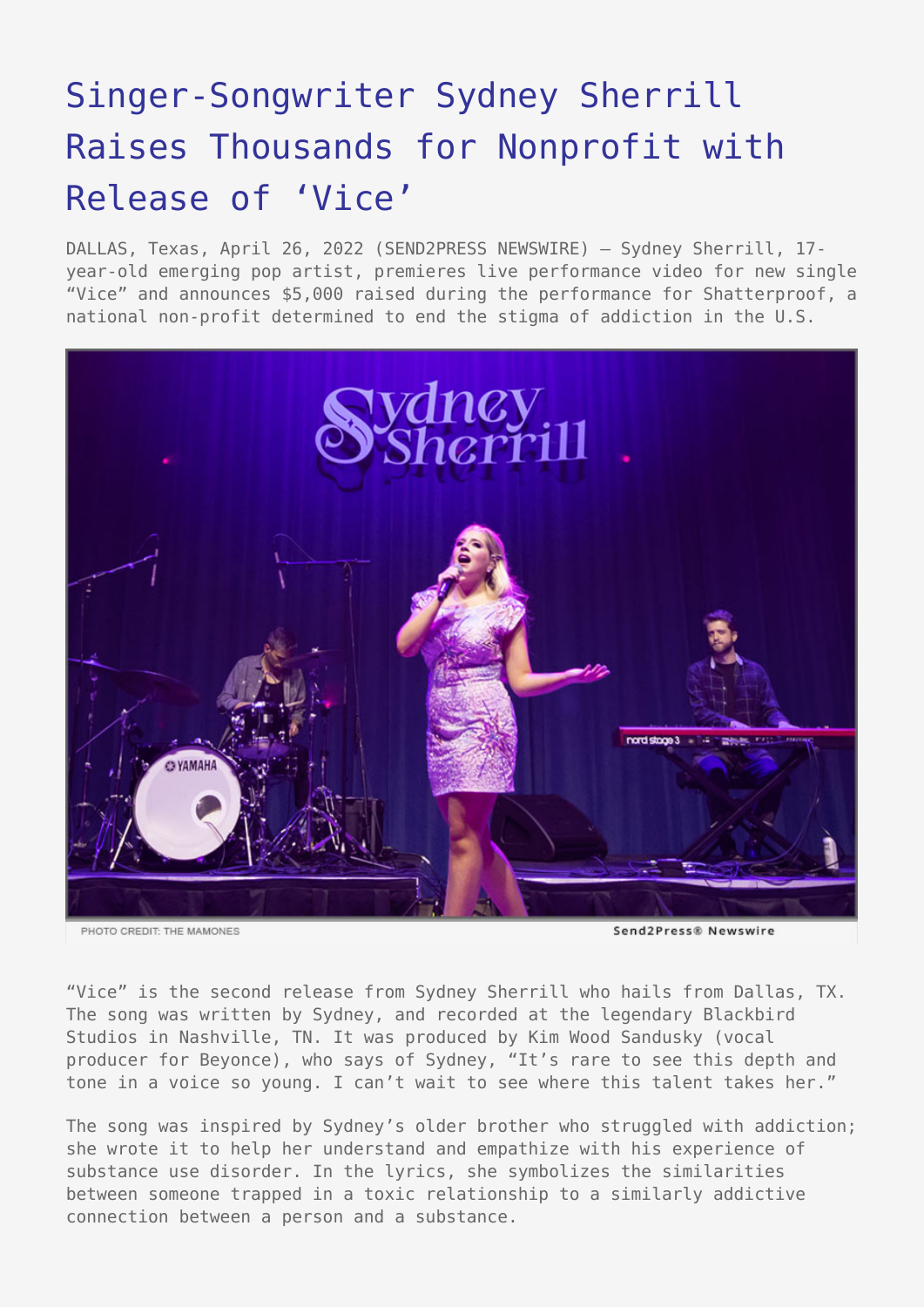# Singer-Songwriter Sydney Sherrill Raises Thousands for Nonprofit with Release of 'Vice'

DALLAS, Texas, April 26, 2022 (SEND2PRESS NEWSWIRE) — Sydney Sherrill, 17-year-old emerging pop artist, premieres live performance video for new single "Vice" and announces $5,000 raised during the performance for Shatterproof, a national non-profit determined to end the stigma of addiction in the U.S.

PHOTO CREDIT: THE MAMONES

"Vice" is the second release from Sydney Sherrill who hails from Dallas, TX. The song was written by Sydney, and recorded at the legendary Blackbird Studios in Nashville, TN. It was produced by Kim Wood Sandusky (vocal producer for Beyonce), who says of Sydney, "It's rare to see this depth and tone in a voice so young. I can't wait to see where this talent takes her."

The song was inspired by Sydney's older brother who struggled with addiction; she wrote it to help her understand and empathize with his experience of substance use disorder. In the lyrics, she symbolizes the similarities between someone trapped in a toxic relationship to a similarly addictive connection between a person and a substance.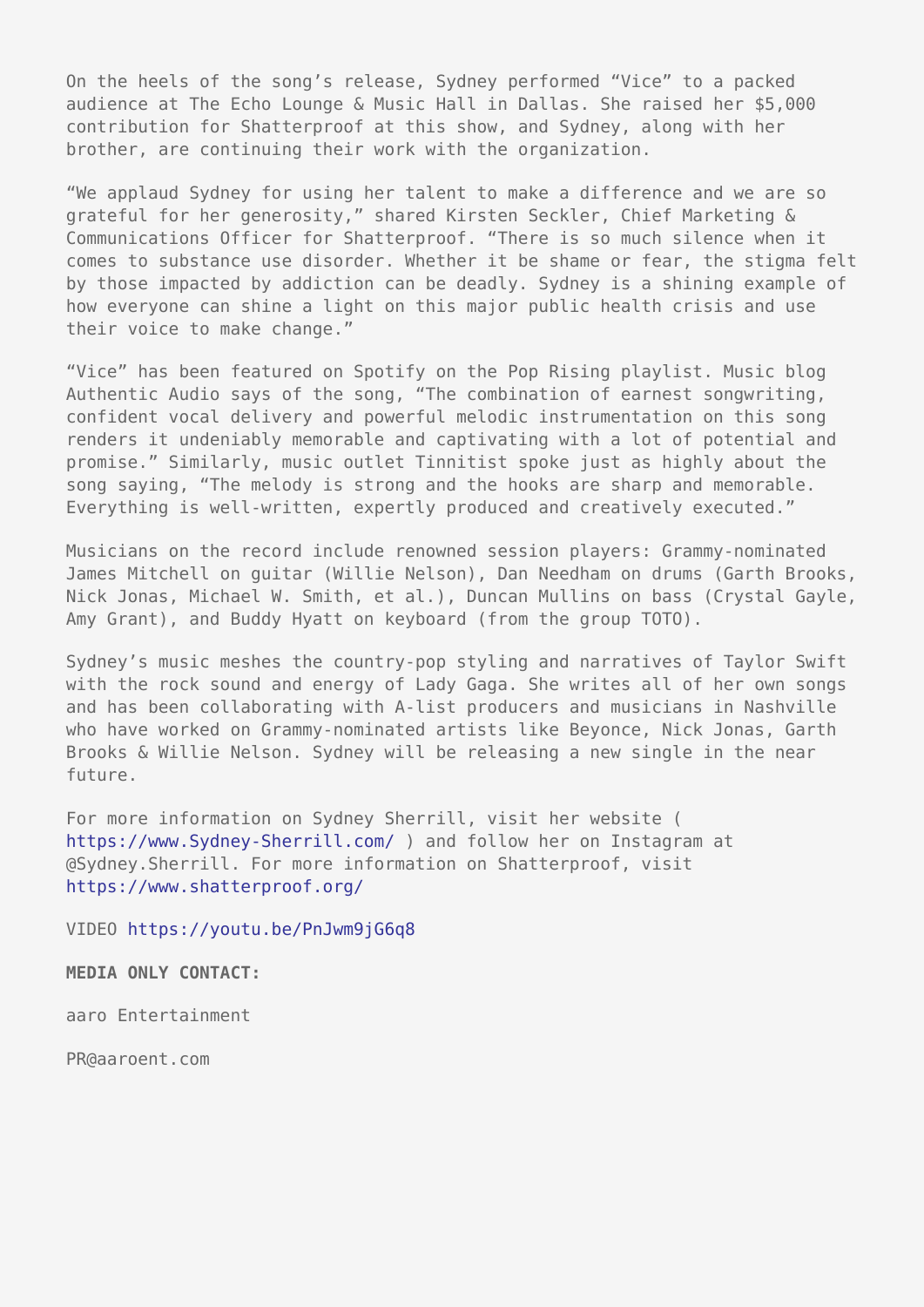On the heels of the song's release, Sydney performed "Vice" to a packed audience at The Echo Lounge & Music Hall in Dallas. She raised her $5,000 contribution for Shatterproof at this show, and Sydney, along with her brother, are continuing their work with the organization.

"We applaud Sydney for using her talent to make a difference and we are so grateful for her generosity," shared Kirsten Seckler, Chief Marketing & Communications Officer for Shatterproof. "There is so much silence when it comes to substance use disorder. Whether it be shame or fear, the stigma felt by those impacted by addiction can be deadly. Sydney is a shining example of how everyone can shine a light on this major public health crisis and use their voice to make change."

"Vice" has been featured on Spotify on the Pop Rising playlist. Music blog Authentic Audio says of the song, "The combination of earnest songwriting, confident vocal delivery and powerful melodic instrumentation on this song renders it undeniably memorable and captivating with a lot of potential and promise." Similarly, music outlet Tinnitist spoke just as highly about the song saying, "The melody is strong and the hooks are sharp and memorable. Everything is well-written, expertly produced and creatively executed."

Musicians on the record include renowned session players: Grammy-nominated James Mitchell on guitar (Willie Nelson), Dan Needham on drums (Garth Brooks, Nick Jonas, Michael W. Smith, et al.), Duncan Mullins on bass (Crystal Gayle, Amy Grant), and Buddy Hyatt on keyboard (from the group TOTO).

Sydney's music meshes the country-pop stylings and narratives of Taylor Swift with the rock sound and energy of Lady Gaga. She writes all of her own songs and has been collaborating with A-list producers and musicians in Nashville who have worked on Grammy-nominated artists like Beyonce, Nick Jonas, Garth Brooks & Willie Nelson. Sydney will be releasing a new single in the near future.

For more information on Sydney Sherrill, visit her website ( https://www.Sydney-Sherrill.com/ ) and follow her on Instagram at @Sydney.Sherrill. For more information on Shatterproof, visit https://www.shatterproof.org/

VIDEO https://youtu.be/PnJwm9jG6q8

**MEDIA ONLY CONTACT:**

aaro Entertainment

PR@aaroent.com